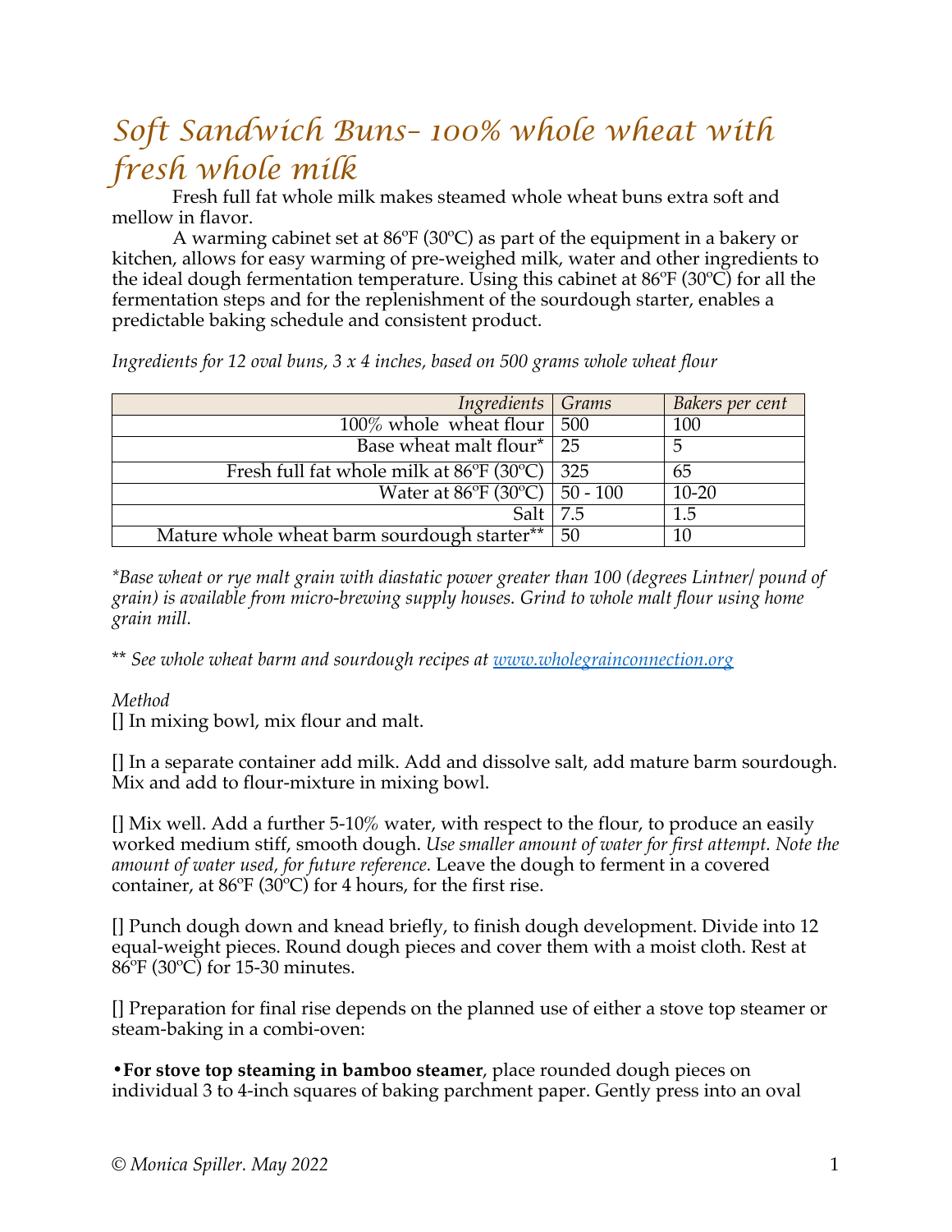# *Soft Sandwich Buns- 100% whole wheat with fresh whole milk*

Fresh full fat whole milk makes steamed whole wheat buns extra soft and mellow in flavor.

A warming cabinet set at 86ºF (30ºC) as part of the equipment in a bakery or kitchen, allows for easy warming of pre-weighed milk, water and other ingredients to the ideal dough fermentation temperature. Using this cabinet at 86ºF (30ºC) for all the fermentation steps and for the replenishment of the sourdough starter, enables a predictable baking schedule and consistent product.

*Ingredients for 12 oval buns, 3 x 4 inches, based on 500 grams whole wheat flour*

| *Ingredients* | *Grams* | *Bakers per cent* |
|---:|---|---|
| 100% whole wheat flour | 500 | 100 |
| Base wheat malt flour* | 25 | 5 |
| Fresh full fat whole milk at 86ºF (30ºC) | 325 | 65 |
| Water at 86ºF (30ºC) | 50 - 100 | 10-20 |
| Salt | 7.5 | 1.5 |
| Mature whole wheat barm sourdough starter** | 50 | 10 |

*\*Base wheat or rye malt grain with diastatic power greater than 100 (degrees Lintner/ pound of grain) is available from micro-brewing supply houses. Grind to whole malt flour using home grain mill.*

*\*\* See whole wheat barm and sourdough recipes at [www.wholegrainconnection.org](www.wholegrainconnection.org)*

*Method*

[] In mixing bowl, mix flour and malt.

[] In a separate container add milk. Add and dissolve salt, add mature barm sourdough. Mix and add to flour-mixture in mixing bowl.

[] Mix well. Add a further 5-10% water, with respect to the flour, to produce an easily worked medium stiff, smooth dough. *Use smaller amount of water for first attempt. Note the amount of water used, for future reference.* Leave the dough to ferment in a covered container, at 86ºF (30ºC) for 4 hours, for the first rise.

[] Punch dough down and knead briefly, to finish dough development. Divide into 12 equal-weight pieces. Round dough pieces and cover them with a moist cloth. Rest at 86ºF (30ºC) for 15-30 minutes.

[] Preparation for final rise depends on the planned use of either a stove top steamer or steam-baking in a combi-oven:

•**For stove top steaming in bamboo steamer**, place rounded dough pieces on individual 3 to 4-inch squares of baking parchment paper. Gently press into an oval

© Monica Spiller. May 2022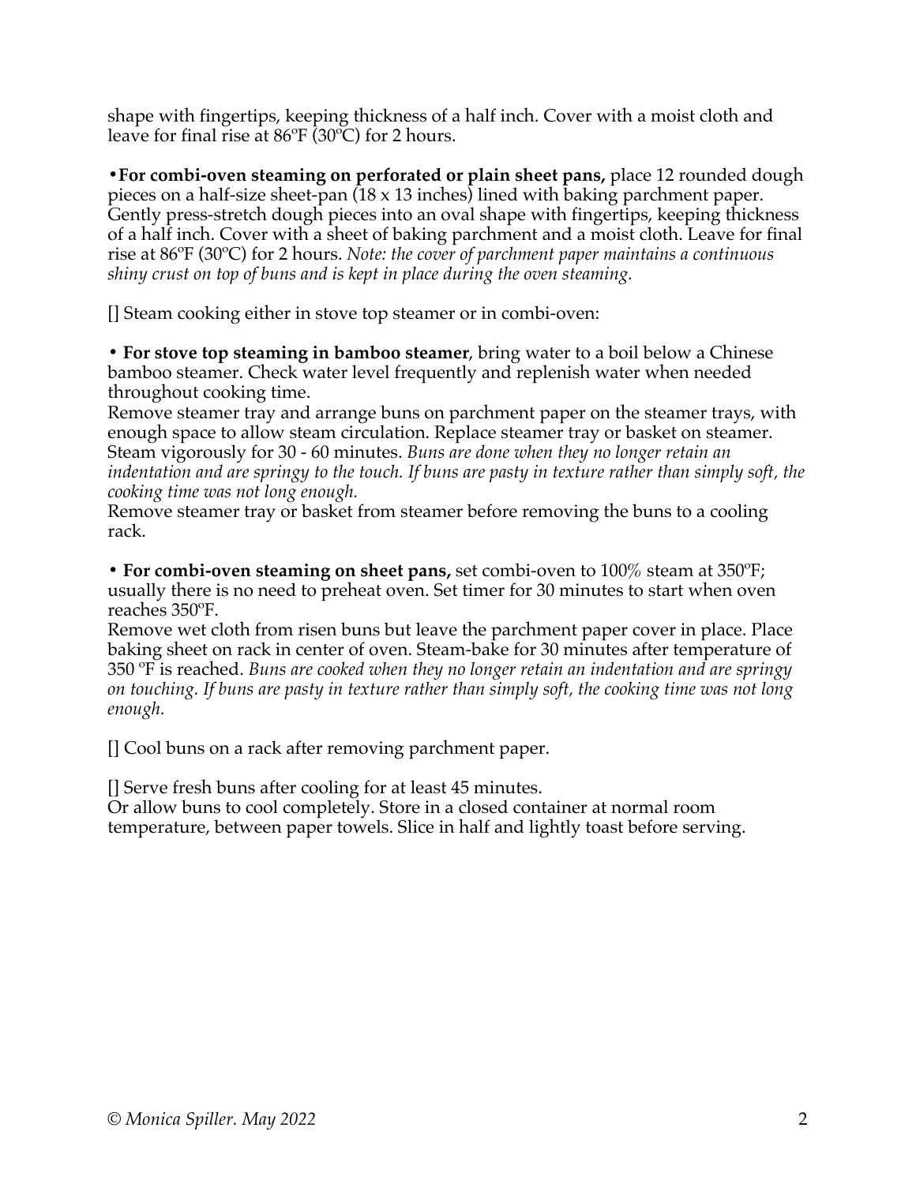shape with fingertips, keeping thickness of a half inch. Cover with a moist cloth and leave for final rise at 86ºF (30ºC) for 2 hours.

•**For combi-oven steaming on perforated or plain sheet pans,** place 12 rounded dough pieces on a half-size sheet-pan (18 x 13 inches) lined with baking parchment paper. Gently press-stretch dough pieces into an oval shape with fingertips, keeping thickness of a half inch. Cover with a sheet of baking parchment and a moist cloth. Leave for final rise at 86ºF (30ºC) for 2 hours. *Note: the cover of parchment paper maintains a continuous shiny crust on top of buns and is kept in place during the oven steaming.*

[] Steam cooking either in stove top steamer or in combi-oven:

• **For stove top steaming in bamboo steamer**, bring water to a boil below a Chinese bamboo steamer. Check water level frequently and replenish water when needed throughout cooking time.
Remove steamer tray and arrange buns on parchment paper on the steamer trays, with enough space to allow steam circulation. Replace steamer tray or basket on steamer. Steam vigorously for 30 - 60 minutes. *Buns are done when they no longer retain an indentation and are springy to the touch. If buns are pasty in texture rather than simply soft, the cooking time was not long enough.*
Remove steamer tray or basket from steamer before removing the buns to a cooling rack.

• **For combi-oven steaming on sheet pans,** set combi-oven to 100% steam at 350ºF; usually there is no need to preheat oven. Set timer for 30 minutes to start when oven reaches 350ºF.
Remove wet cloth from risen buns but leave the parchment paper cover in place. Place baking sheet on rack in center of oven. Steam-bake for 30 minutes after temperature of 350 ºF is reached. *Buns are cooked when they no longer retain an indentation and are springy on touching. If buns are pasty in texture rather than simply soft, the cooking time was not long enough.*

[] Cool buns on a rack after removing parchment paper.

[] Serve fresh buns after cooling for at least 45 minutes.
Or allow buns to cool completely. Store in a closed container at normal room temperature, between paper towels. Slice in half and lightly toast before serving.

*© Monica Spiller. May 2022*